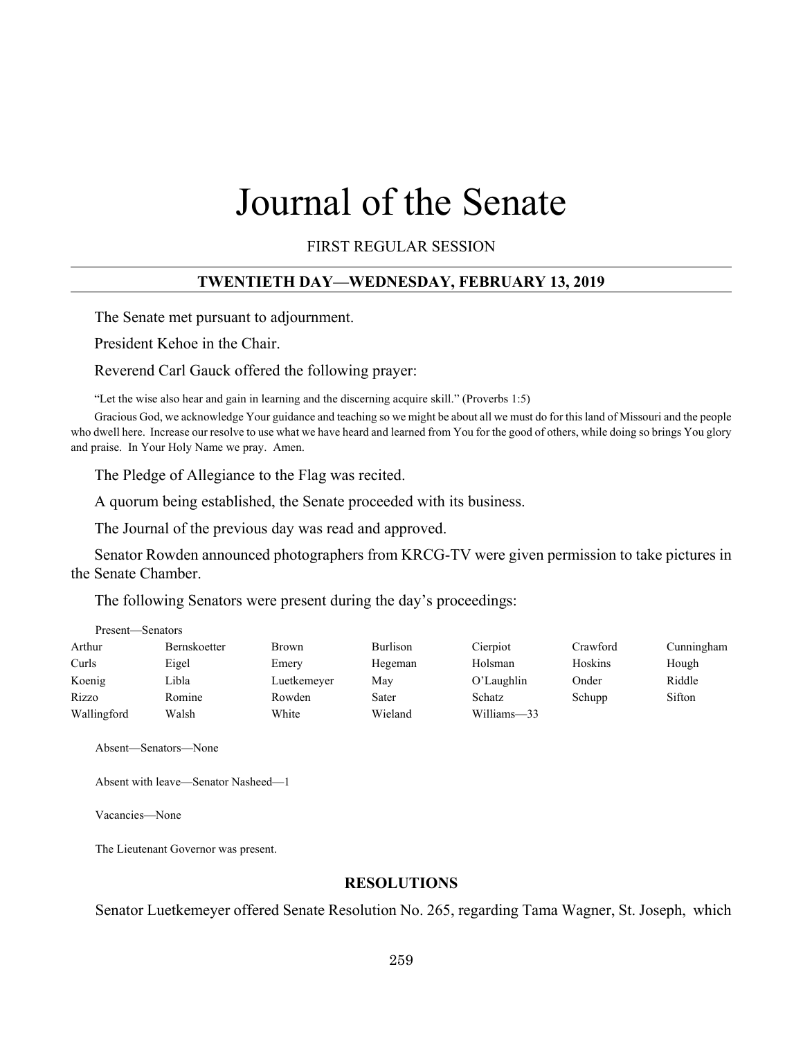# Journal of the Senate

FIRST REGULAR SESSION

## TWENTIETH DAY—WEDNESDAY, FEBRUARY 13, 2019

The Senate met pursuant to adjournment.

President Kehoe in the Chair.

Reverend Carl Gauck offered the following prayer:

"Let the wise also hear and gain in learning and the discerning acquire skill." (Proverbs 1:5)

Gracious God, we acknowledge Your guidance and teaching so we might be about all we must do for this land of Missouri and the people who dwell here. Increase our resolve to use what we have heard and learned from You for the good of others, while doing so brings You glory and praise. In Your Holy Name we pray. Amen.

The Pledge of Allegiance to the Flag was recited.

A quorum being established, the Senate proceeded with its business.

The Journal of the previous day was read and approved.

Senator Rowden announced photographers from KRCG-TV were given permission to take pictures in the Senate Chamber.

The following Senators were present during the day's proceedings:

Present—Senators

| | | | | | | |
|---|---|---|---|---|---|---|
| Arthur | Bernskoetter | Brown | Burlison | Cierpiot | Crawford | Cunningham |
| Curls | Eigel | Emery | Hegeman | Holsman | Hoskins | Hough |
| Koenig | Libla | Luetkemeyer | May | O'Laughlin | Onder | Riddle |
| Rizzo | Romine | Rowden | Sater | Schatz | Schupp | Sifton |
| Wallingford | Walsh | White | Wieland | Williams—33 | | |

Absent—Senators—None

Absent with leave—Senator Nasheed—1

Vacancies—None

The Lieutenant Governor was present.

## RESOLUTIONS

Senator Luetkemeyer offered Senate Resolution No. 265, regarding Tama Wagner, St. Joseph, which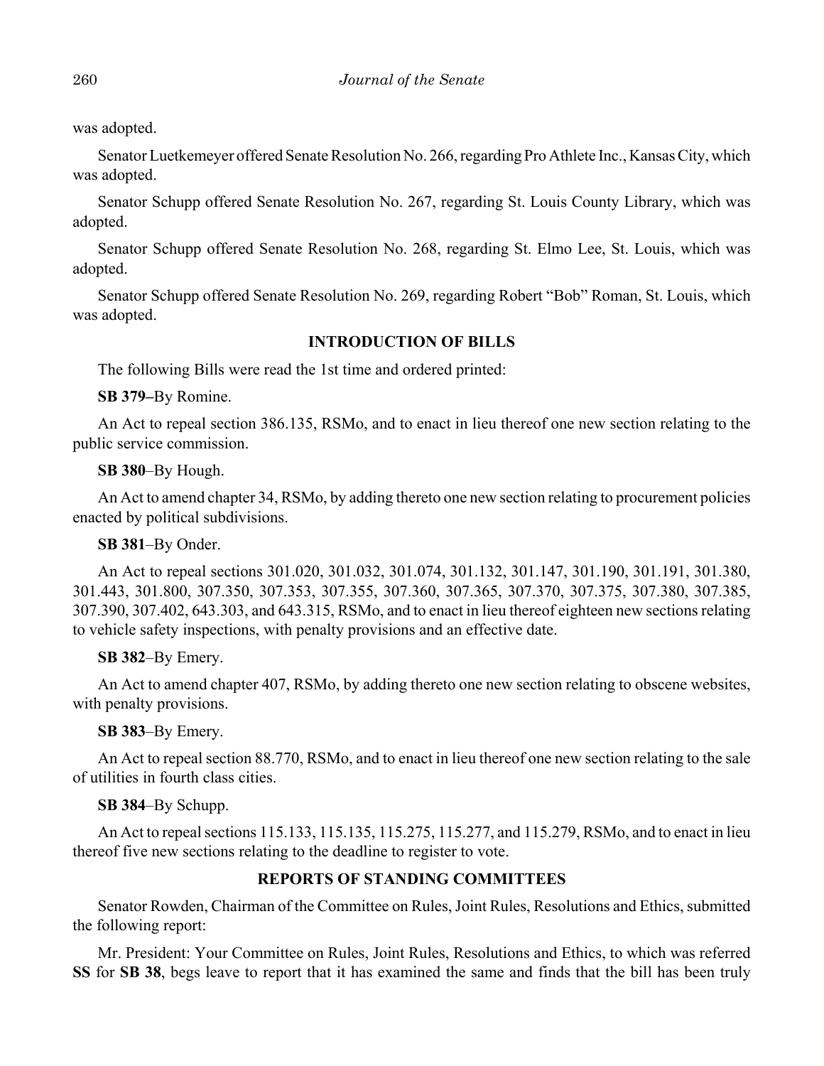was adopted.

Senator Luetkemeyer offered Senate Resolution No. 266, regarding Pro Athlete Inc., Kansas City, which was adopted.

Senator Schupp offered Senate Resolution No. 267, regarding St. Louis County Library, which was adopted.

Senator Schupp offered Senate Resolution No. 268, regarding St. Elmo Lee, St. Louis, which was adopted.

Senator Schupp offered Senate Resolution No. 269, regarding Robert "Bob" Roman, St. Louis, which was adopted.

## INTRODUCTION OF BILLS

The following Bills were read the 1st time and ordered printed:

**SB 379**–By Romine.

An Act to repeal section 386.135, RSMo, and to enact in lieu thereof one new section relating to the public service commission.

**SB 380**–By Hough.

An Act to amend chapter 34, RSMo, by adding thereto one new section relating to procurement policies enacted by political subdivisions.

**SB 381**–By Onder.

An Act to repeal sections 301.020, 301.032, 301.074, 301.132, 301.147, 301.190, 301.191, 301.380, 301.443, 301.800, 307.350, 307.353, 307.355, 307.360, 307.365, 307.370, 307.375, 307.380, 307.385, 307.390, 307.402, 643.303, and 643.315, RSMo, and to enact in lieu thereof eighteen new sections relating to vehicle safety inspections, with penalty provisions and an effective date.

**SB 382**–By Emery.

An Act to amend chapter 407, RSMo, by adding thereto one new section relating to obscene websites, with penalty provisions.

**SB 383**–By Emery.

An Act to repeal section 88.770, RSMo, and to enact in lieu thereof one new section relating to the sale of utilities in fourth class cities.

**SB 384**–By Schupp.

An Act to repeal sections 115.133, 115.135, 115.275, 115.277, and 115.279, RSMo, and to enact in lieu thereof five new sections relating to the deadline to register to vote.

## REPORTS OF STANDING COMMITTEES

Senator Rowden, Chairman of the Committee on Rules, Joint Rules, Resolutions and Ethics, submitted the following report:

Mr. President: Your Committee on Rules, Joint Rules, Resolutions and Ethics, to which was referred **SS** for **SB 38**, begs leave to report that it has examined the same and finds that the bill has been truly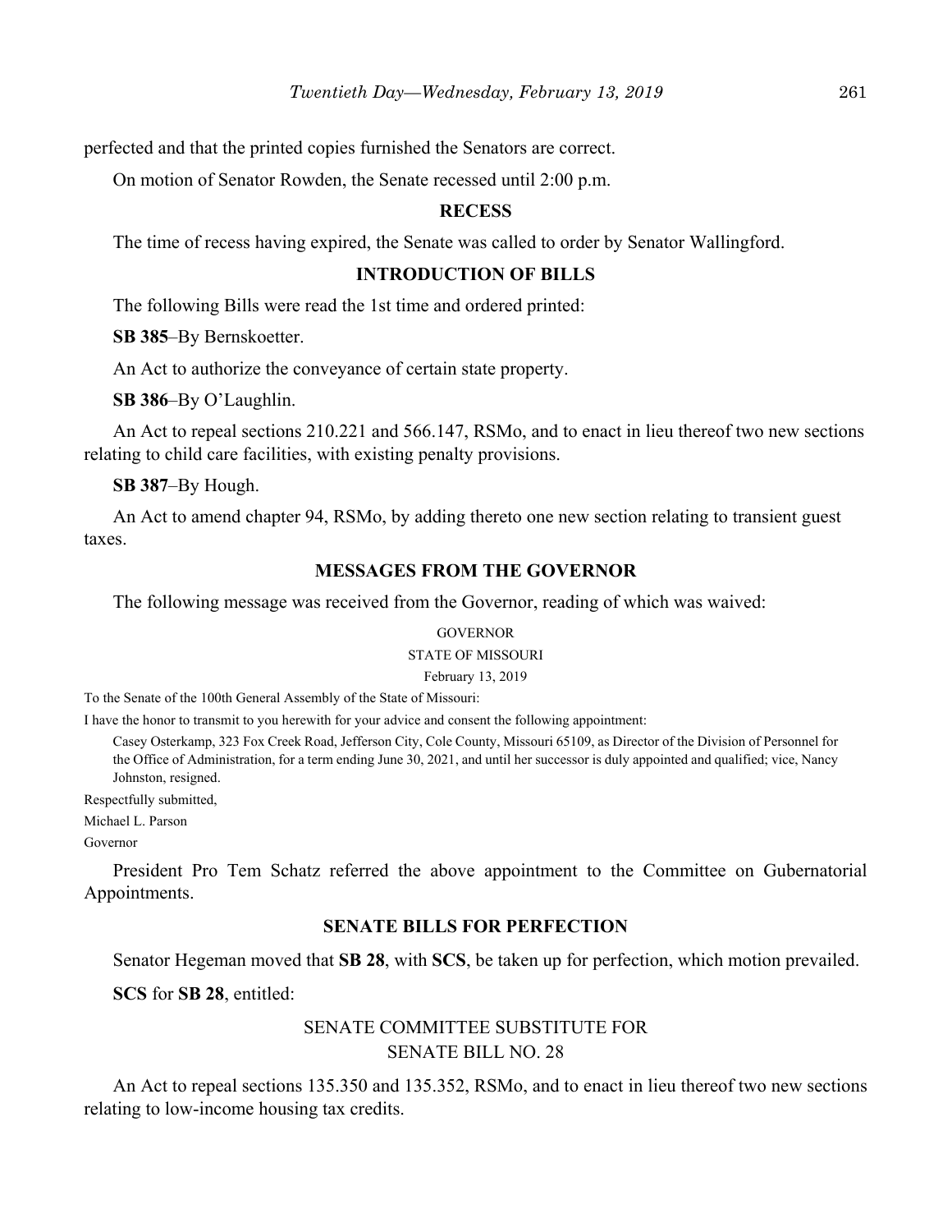perfected and that the printed copies furnished the Senators are correct.

On motion of Senator Rowden, the Senate recessed until 2:00 p.m.

## RECESS

The time of recess having expired, the Senate was called to order by Senator Wallingford.

## INTRODUCTION OF BILLS

The following Bills were read the 1st time and ordered printed:

**SB 385**–By Bernskoetter.

An Act to authorize the conveyance of certain state property.

**SB 386**–By O'Laughlin.

An Act to repeal sections 210.221 and 566.147, RSMo, and to enact in lieu thereof two new sections relating to child care facilities, with existing penalty provisions.

**SB 387**–By Hough.

An Act to amend chapter 94, RSMo, by adding thereto one new section relating to transient guest taxes.

## MESSAGES FROM THE GOVERNOR

The following message was received from the Governor, reading of which was waived:

GOVERNOR

STATE OF MISSOURI

February 13, 2019

To the Senate of the 100th General Assembly of the State of Missouri:

I have the honor to transmit to you herewith for your advice and consent the following appointment:

Casey Osterkamp, 323 Fox Creek Road, Jefferson City, Cole County, Missouri 65109, as Director of the Division of Personnel for the Office of Administration, for a term ending June 30, 2021, and until her successor is duly appointed and qualified; vice, Nancy Johnston, resigned.

Respectfully submitted,

Michael L. Parson

Governor

President Pro Tem Schatz referred the above appointment to the Committee on Gubernatorial Appointments.

## SENATE BILLS FOR PERFECTION

Senator Hegeman moved that **SB 28**, with **SCS**, be taken up for perfection, which motion prevailed.

**SCS** for **SB 28**, entitled:

SENATE COMMITTEE SUBSTITUTE FOR
SENATE BILL NO. 28

An Act to repeal sections 135.350 and 135.352, RSMo, and to enact in lieu thereof two new sections relating to low-income housing tax credits.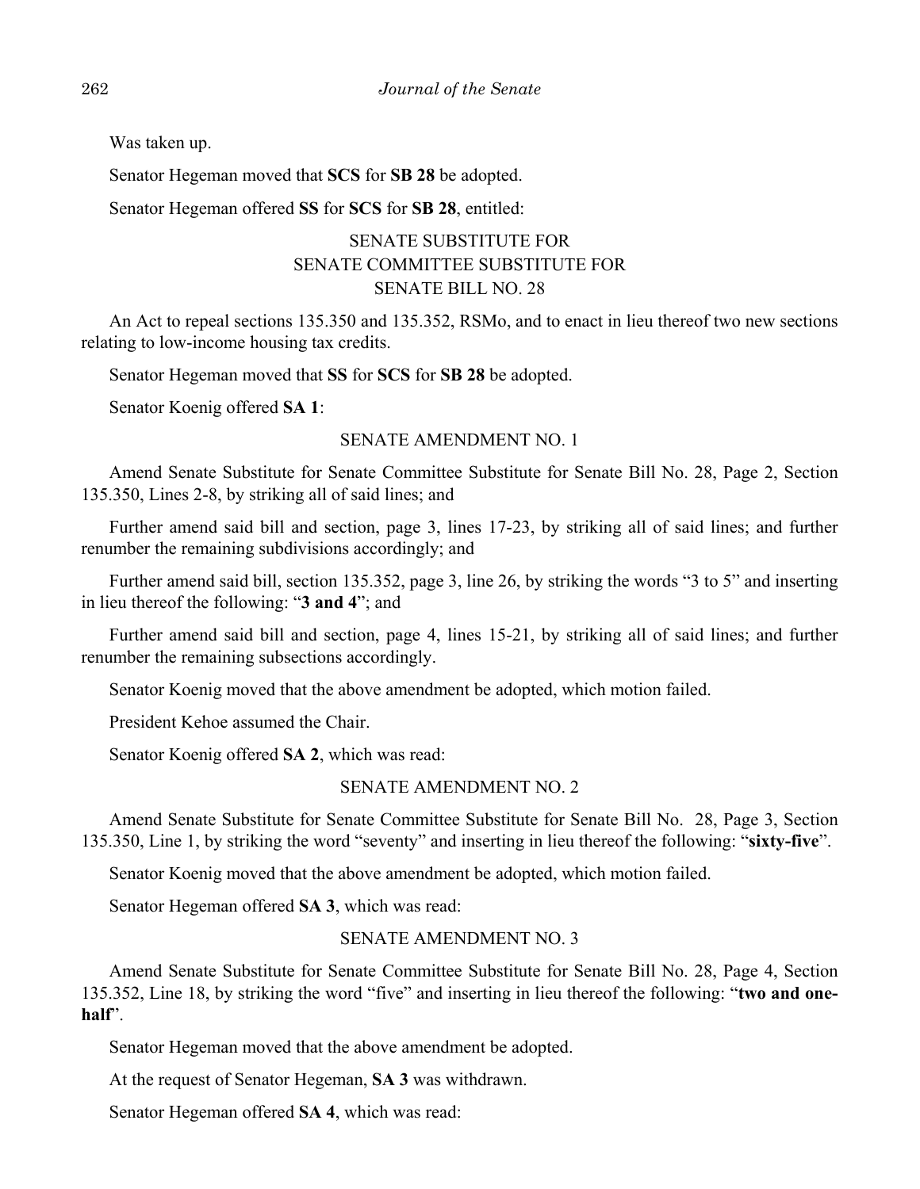Was taken up.

Senator Hegeman moved that **SCS** for **SB 28** be adopted.

Senator Hegeman offered **SS** for **SCS** for **SB 28**, entitled:

SENATE SUBSTITUTE FOR
SENATE COMMITTEE SUBSTITUTE FOR
SENATE BILL NO. 28

An Act to repeal sections 135.350 and 135.352, RSMo, and to enact in lieu thereof two new sections relating to low-income housing tax credits.

Senator Hegeman moved that **SS** for **SCS** for **SB 28** be adopted.

Senator Koenig offered **SA 1**:

SENATE AMENDMENT NO. 1

Amend Senate Substitute for Senate Committee Substitute for Senate Bill No. 28, Page 2, Section 135.350, Lines 2-8, by striking all of said lines; and

Further amend said bill and section, page 3, lines 17-23, by striking all of said lines; and further renumber the remaining subdivisions accordingly; and

Further amend said bill, section 135.352, page 3, line 26, by striking the words "3 to 5" and inserting in lieu thereof the following: "**3 and 4**"; and

Further amend said bill and section, page 4, lines 15-21, by striking all of said lines; and further renumber the remaining subsections accordingly.

Senator Koenig moved that the above amendment be adopted, which motion failed.

President Kehoe assumed the Chair.

Senator Koenig offered **SA 2**, which was read:

SENATE AMENDMENT NO. 2

Amend Senate Substitute for Senate Committee Substitute for Senate Bill No. 28, Page 3, Section 135.350, Line 1, by striking the word "seventy" and inserting in lieu thereof the following: "**sixty-five**".

Senator Koenig moved that the above amendment be adopted, which motion failed.

Senator Hegeman offered **SA 3**, which was read:

SENATE AMENDMENT NO. 3

Amend Senate Substitute for Senate Committee Substitute for Senate Bill No. 28, Page 4, Section 135.352, Line 18, by striking the word "five" and inserting in lieu thereof the following: "**two and one-half**".

Senator Hegeman moved that the above amendment be adopted.

At the request of Senator Hegeman, **SA 3** was withdrawn.

Senator Hegeman offered **SA 4**, which was read: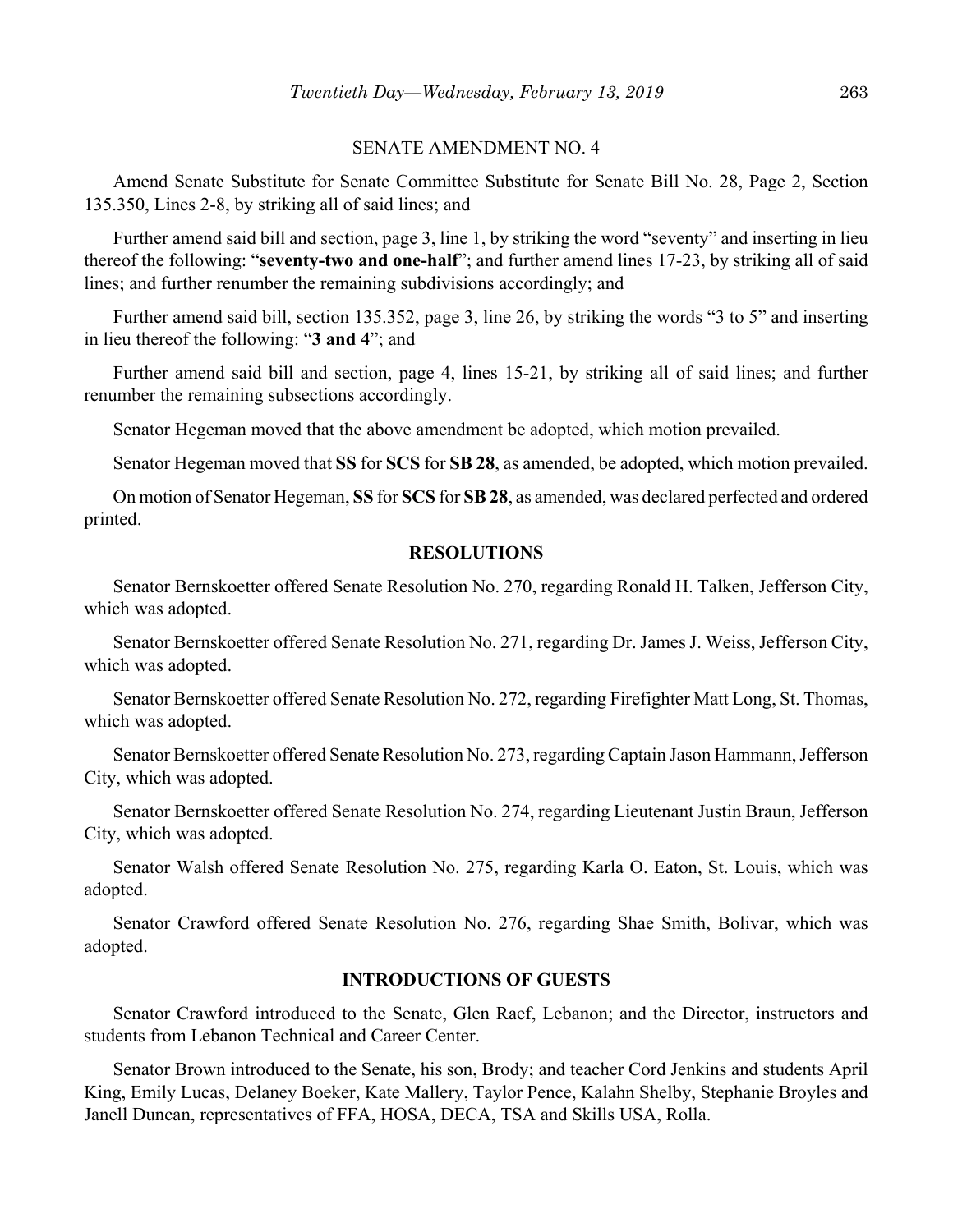SENATE AMENDMENT NO. 4

Amend Senate Substitute for Senate Committee Substitute for Senate Bill No. 28, Page 2, Section 135.350, Lines 2-8, by striking all of said lines; and

Further amend said bill and section, page 3, line 1, by striking the word "seventy" and inserting in lieu thereof the following: "**seventy-two and one-half**"; and further amend lines 17-23, by striking all of said lines; and further renumber the remaining subdivisions accordingly; and

Further amend said bill, section 135.352, page 3, line 26, by striking the words "3 to 5" and inserting in lieu thereof the following: "**3 and 4**"; and

Further amend said bill and section, page 4, lines 15-21, by striking all of said lines; and further renumber the remaining subsections accordingly.

Senator Hegeman moved that the above amendment be adopted, which motion prevailed.

Senator Hegeman moved that **SS** for **SCS** for **SB 28**, as amended, be adopted, which motion prevailed.

On motion of Senator Hegeman, **SS** for **SCS** for **SB 28**, as amended, was declared perfected and ordered printed.

**RESOLUTIONS**

Senator Bernskoetter offered Senate Resolution No. 270, regarding Ronald H. Talken, Jefferson City, which was adopted.

Senator Bernskoetter offered Senate Resolution No. 271, regarding Dr. James J. Weiss, Jefferson City, which was adopted.

Senator Bernskoetter offered Senate Resolution No. 272, regarding Firefighter Matt Long, St. Thomas, which was adopted.

Senator Bernskoetter offered Senate Resolution No. 273, regarding Captain Jason Hammann, Jefferson City, which was adopted.

Senator Bernskoetter offered Senate Resolution No. 274, regarding Lieutenant Justin Braun, Jefferson City, which was adopted.

Senator Walsh offered Senate Resolution No. 275, regarding Karla O. Eaton, St. Louis, which was adopted.

Senator Crawford offered Senate Resolution No. 276, regarding Shae Smith, Bolivar, which was adopted.

**INTRODUCTIONS OF GUESTS**

Senator Crawford introduced to the Senate, Glen Raef, Lebanon; and the Director, instructors and students from Lebanon Technical and Career Center.

Senator Brown introduced to the Senate, his son, Brody; and teacher Cord Jenkins and students April King, Emily Lucas, Delaney Boeker, Kate Mallery, Taylor Pence, Kalahn Shelby, Stephanie Broyles and Janell Duncan, representatives of FFA, HOSA, DECA, TSA and Skills USA, Rolla.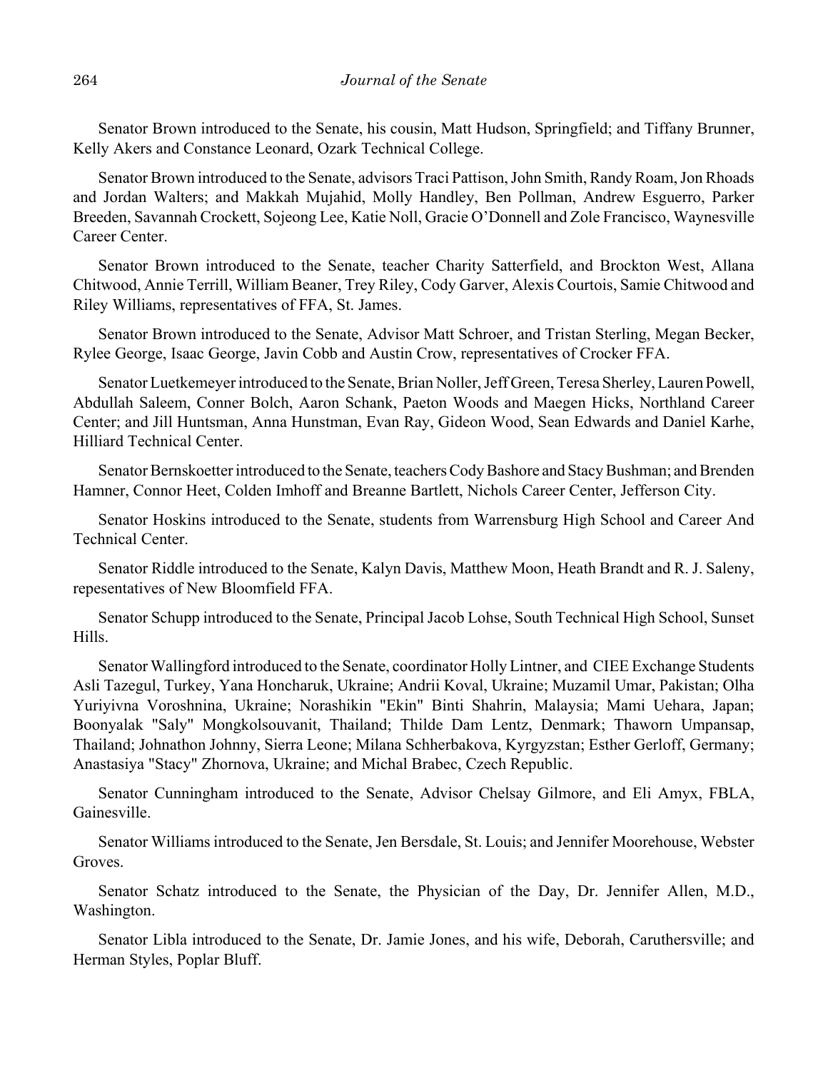Senator Brown introduced to the Senate, his cousin, Matt Hudson, Springfield; and Tiffany Brunner, Kelly Akers and Constance Leonard, Ozark Technical College.

Senator Brown introduced to the Senate, advisors Traci Pattison, John Smith, Randy Roam, Jon Rhoads and Jordan Walters; and Makkah Mujahid, Molly Handley, Ben Pollman, Andrew Esguerro, Parker Breeden, Savannah Crockett, Sojeong Lee, Katie Noll, Gracie O'Donnell and Zole Francisco, Waynesville Career Center.

Senator Brown introduced to the Senate, teacher Charity Satterfield, and Brockton West, Allana Chitwood, Annie Terrill, William Beaner, Trey Riley, Cody Garver, Alexis Courtois, Samie Chitwood and Riley Williams, representatives of FFA, St. James.

Senator Brown introduced to the Senate, Advisor Matt Schroer, and Tristan Sterling, Megan Becker, Rylee George, Isaac George, Javin Cobb and Austin Crow, representatives of Crocker FFA.

Senator Luetkemeyer introduced to the Senate, Brian Noller, Jeff Green, Teresa Sherley, Lauren Powell, Abdullah Saleem, Conner Bolch, Aaron Schank, Paeton Woods and Maegen Hicks, Northland Career Center; and Jill Huntsman, Anna Hunstman, Evan Ray, Gideon Wood, Sean Edwards and Daniel Karhe, Hilliard Technical Center.

Senator Bernskoetter introduced to the Senate, teachers Cody Bashore and Stacy Bushman; and Brenden Hamner, Connor Heet, Colden Imhoff and Breanne Bartlett, Nichols Career Center, Jefferson City.

Senator Hoskins introduced to the Senate, students from Warrensburg High School and Career And Technical Center.

Senator Riddle introduced to the Senate, Kalyn Davis, Matthew Moon, Heath Brandt and R. J. Saleny, repesentatives of New Bloomfield FFA.

Senator Schupp introduced to the Senate, Principal Jacob Lohse, South Technical High School, Sunset Hills.

Senator Wallingford introduced to the Senate, coordinator Holly Lintner, and CIEE Exchange Students Asli Tazegul, Turkey, Yana Honcharuk, Ukraine; Andrii Koval, Ukraine; Muzamil Umar, Pakistan; Olha Yuriyivna Voroshnina, Ukraine; Norashikin "Ekin" Binti Shahrin, Malaysia; Mami Uehara, Japan; Boonyalak "Saly" Mongkolsouvanit, Thailand; Thilde Dam Lentz, Denmark; Thaworn Umpansap, Thailand; Johnathon Johnny, Sierra Leone; Milana Schherbakova, Kyrgyzstan; Esther Gerloff, Germany; Anastasiya "Stacy" Zhornova, Ukraine; and Michal Brabec, Czech Republic.

Senator Cunningham introduced to the Senate, Advisor Chelsay Gilmore, and Eli Amyx, FBLA, Gainesville.

Senator Williams introduced to the Senate, Jen Bersdale, St. Louis; and Jennifer Moorehouse, Webster Groves.

Senator Schatz introduced to the Senate, the Physician of the Day, Dr. Jennifer Allen, M.D., Washington.

Senator Libla introduced to the Senate, Dr. Jamie Jones, and his wife, Deborah, Caruthersville; and Herman Styles, Poplar Bluff.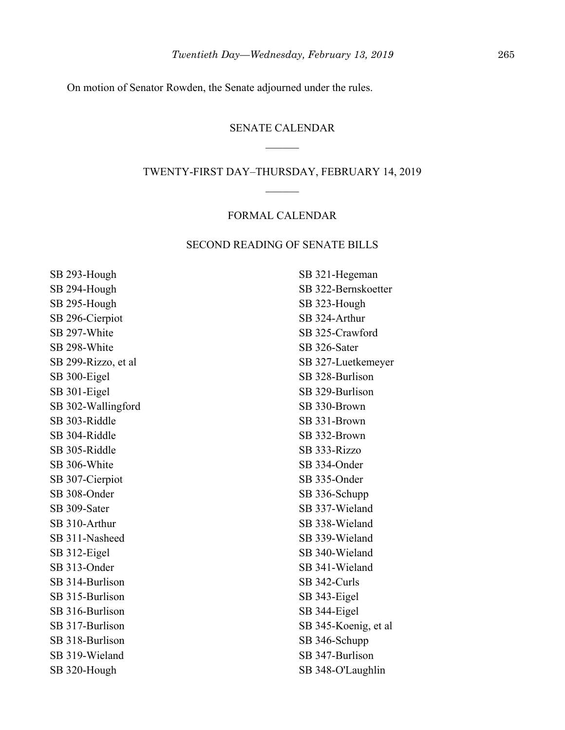On motion of Senator Rowden, the Senate adjourned under the rules.

## SENATE CALENDAR

## TWENTY-FIRST DAY–THURSDAY, FEBRUARY 14, 2019

### FORMAL CALENDAR

### SECOND READING OF SENATE BILLS

SB 293-Hough
SB 294-Hough
SB 295-Hough
SB 296-Cierpiot
SB 297-White
SB 298-White
SB 299-Rizzo, et al
SB 300-Eigel
SB 301-Eigel
SB 302-Wallingford
SB 303-Riddle
SB 304-Riddle
SB 305-Riddle
SB 306-White
SB 307-Cierpiot
SB 308-Onder
SB 309-Sater
SB 310-Arthur
SB 311-Nasheed
SB 312-Eigel
SB 313-Onder
SB 314-Burlison
SB 315-Burlison
SB 316-Burlison
SB 317-Burlison
SB 318-Burlison
SB 319-Wieland
SB 320-Hough
SB 321-Hegeman
SB 322-Bernskoetter
SB 323-Hough
SB 324-Arthur
SB 325-Crawford
SB 326-Sater
SB 327-Luetkemeyer
SB 328-Burlison
SB 329-Burlison
SB 330-Brown
SB 331-Brown
SB 332-Brown
SB 333-Rizzo
SB 334-Onder
SB 335-Onder
SB 336-Schupp
SB 337-Wieland
SB 338-Wieland
SB 339-Wieland
SB 340-Wieland
SB 341-Wieland
SB 342-Curls
SB 343-Eigel
SB 344-Eigel
SB 345-Koenig, et al
SB 346-Schupp
SB 347-Burlison
SB 348-O'Laughlin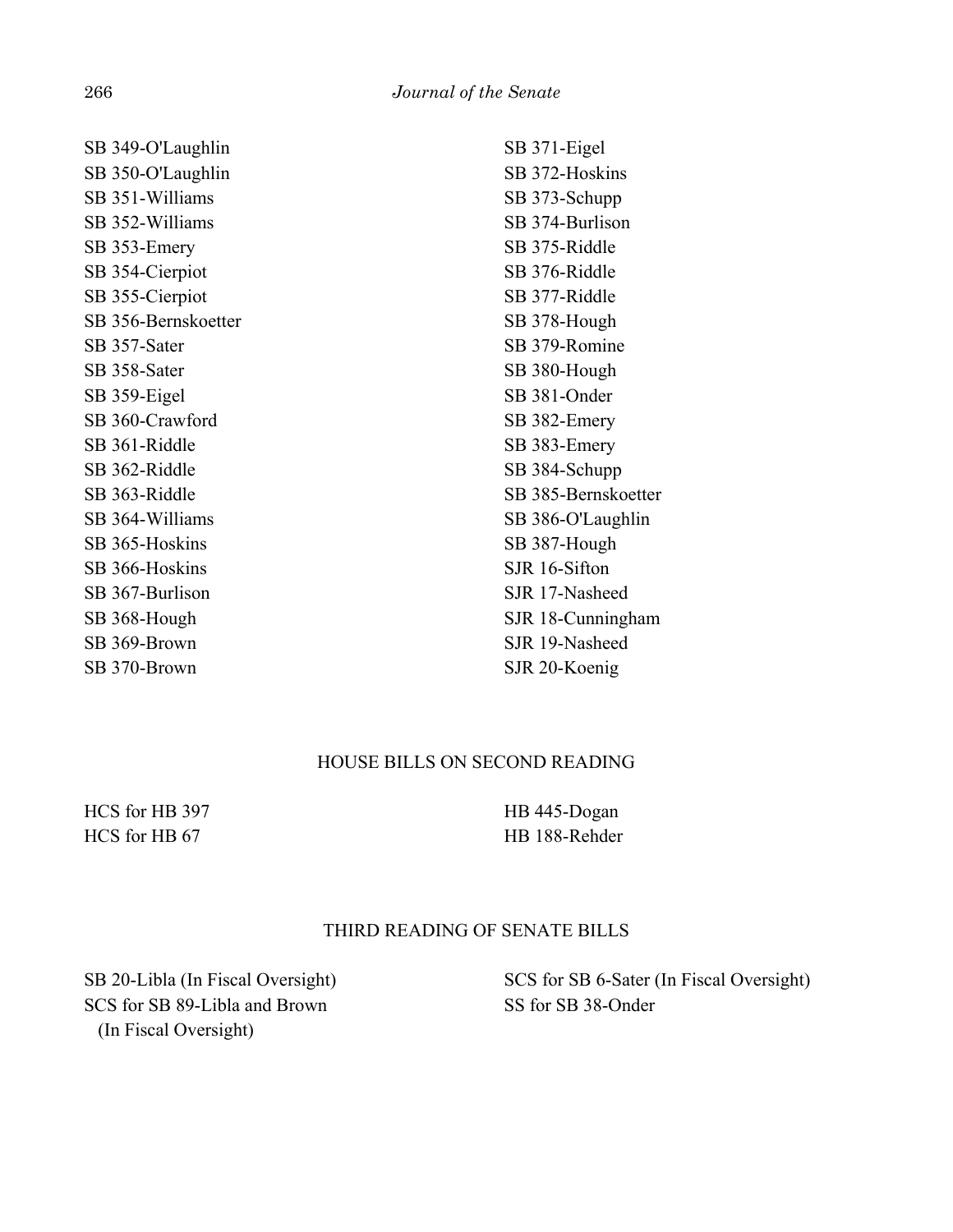SB 349-O'Laughlin
SB 350-O'Laughlin
SB 351-Williams
SB 352-Williams
SB 353-Emery
SB 354-Cierpiot
SB 355-Cierpiot
SB 356-Bernskoetter
SB 357-Sater
SB 358-Sater
SB 359-Eigel
SB 360-Crawford
SB 361-Riddle
SB 362-Riddle
SB 363-Riddle
SB 364-Williams
SB 365-Hoskins
SB 366-Hoskins
SB 367-Burlison
SB 368-Hough
SB 369-Brown
SB 370-Brown
SB 371-Eigel
SB 372-Hoskins
SB 373-Schupp
SB 374-Burlison
SB 375-Riddle
SB 376-Riddle
SB 377-Riddle
SB 378-Hough
SB 379-Romine
SB 380-Hough
SB 381-Onder
SB 382-Emery
SB 383-Emery
SB 384-Schupp
SB 385-Bernskoetter
SB 386-O'Laughlin
SB 387-Hough
SJR 16-Sifton
SJR 17-Nasheed
SJR 18-Cunningham
SJR 19-Nasheed
SJR 20-Koenig

## HOUSE BILLS ON SECOND READING

HCS for HB 397
HCS for HB 67
HB 445-Dogan
HB 188-Rehder

## THIRD READING OF SENATE BILLS

SB 20-Libla (In Fiscal Oversight)
SCS for SB 89-Libla and Brown (In Fiscal Oversight)
SCS for SB 6-Sater (In Fiscal Oversight)
SS for SB 38-Onder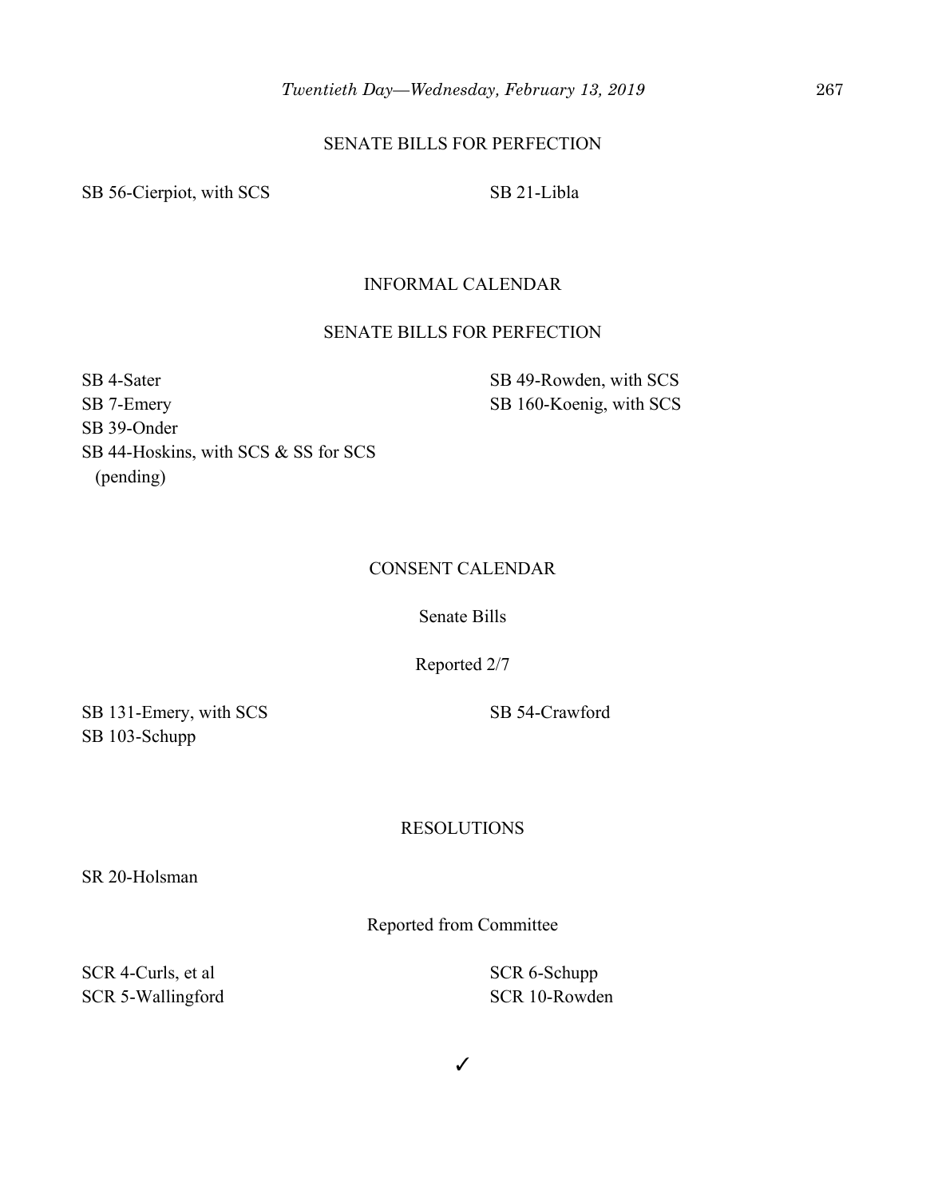## SENATE BILLS FOR PERFECTION

SB 56-Cierpiot, with SCS

SB 21-Libla

## INFORMAL CALENDAR

## SENATE BILLS FOR PERFECTION

SB 4-Sater
SB 7-Emery
SB 39-Onder
SB 44-Hoskins, with SCS & SS for SCS (pending)
SB 49-Rowden, with SCS
SB 160-Koenig, with SCS

## CONSENT CALENDAR

Senate Bills

Reported 2/7

SB 131-Emery, with SCS
SB 103-Schupp
SB 54-Crawford

## RESOLUTIONS

SR 20-Holsman

Reported from Committee

SCR 4-Curls, et al
SCR 5-Wallingford
SCR 6-Schupp
SCR 10-Rowden

✓